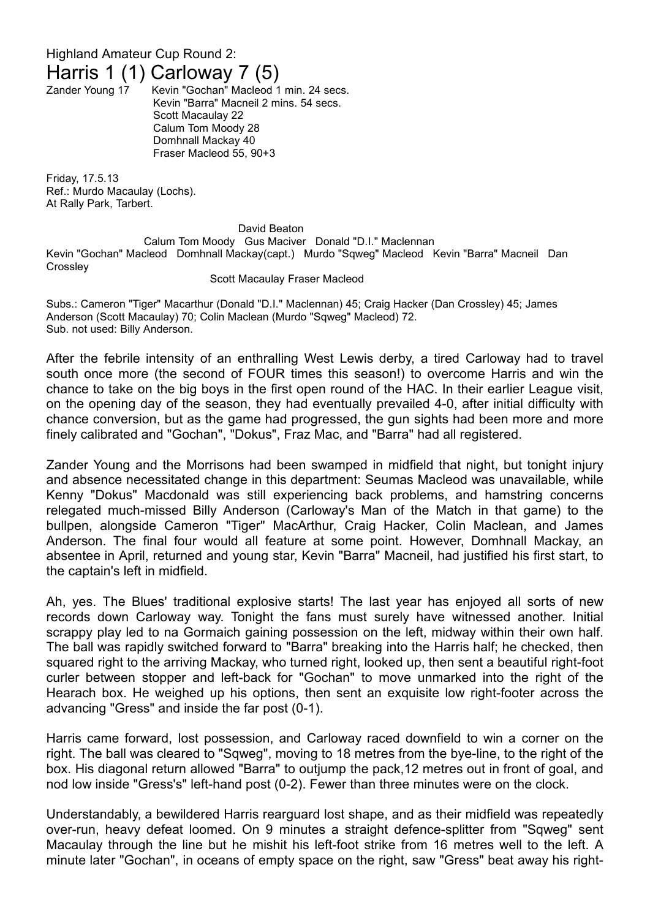Highland Amateur Cup Round 2:

# Harris 1 (1) Carloway 7 (5)

Zander Young 17 &nbsp;&nbsp;&nbsp; Kevin "Gochan" Macleod 1 min. 24 secs.
Kevin "Barra" Macneil 2 mins. 54 secs.
Scott Macaulay 22
Calum Tom Moody 28
Domhnall Mackay 40
Fraser Macleod 55, 90+3

Friday, 17.5.13
Ref.: Murdo Macaulay (Lochs).
At Rally Park, Tarbert.

David Beaton
Calum Tom Moody &nbsp; Gus Maciver &nbsp; Donald "D.I." Maclennan
Kevin "Gochan" Macleod &nbsp; Domhnall Mackay(capt.) &nbsp; Murdo "Sqweg" Macleod &nbsp; Kevin "Barra" Macneil &nbsp; Dan Crossley
Scott Macaulay Fraser Macleod

Subs.: Cameron "Tiger" Macarthur (Donald "D.I." Maclennan) 45; Craig Hacker (Dan Crossley) 45; James Anderson (Scott Macaulay) 70; Colin Maclean (Murdo "Sqweg" Macleod) 72.
Sub. not used: Billy Anderson.

After the febrile intensity of an enthralling West Lewis derby, a tired Carloway had to travel south once more (the second of FOUR times this season!) to overcome Harris and win the chance to take on the big boys in the first open round of the HAC. In their earlier League visit, on the opening day of the season, they had eventually prevailed 4-0, after initial difficulty with chance conversion, but as the game had progressed, the gun sights had been more and more finely calibrated and "Gochan", "Dokus", Fraz Mac, and "Barra" had all registered.

Zander Young and the Morrisons had been swamped in midfield that night, but tonight injury and absence necessitated change in this department: Seumas Macleod was unavailable, while Kenny "Dokus" Macdonald was still experiencing back problems, and hamstring concerns relegated much-missed Billy Anderson (Carloway's Man of the Match in that game) to the bullpen, alongside Cameron "Tiger" MacArthur, Craig Hacker, Colin Maclean, and James Anderson. The final four would all feature at some point. However, Domhnall Mackay, an absentee in April, returned and young star, Kevin "Barra" Macneil, had justified his first start, to the captain's left in midfield.

Ah, yes. The Blues' traditional explosive starts! The last year has enjoyed all sorts of new records down Carloway way. Tonight the fans must surely have witnessed another. Initial scrappy play led to na Gormaich gaining possession on the left, midway within their own half. The ball was rapidly switched forward to "Barra" breaking into the Harris half; he checked, then squared right to the arriving Mackay, who turned right, looked up, then sent a beautiful right-foot curler between stopper and left-back for "Gochan" to move unmarked into the right of the Hearach box. He weighed up his options, then sent an exquisite low right-footer across the advancing "Gress" and inside the far post (0-1).

Harris came forward, lost possession, and Carloway raced downfield to win a corner on the right. The ball was cleared to "Sqweg", moving to 18 metres from the bye-line, to the right of the box. His diagonal return allowed "Barra" to outjump the pack,12 metres out in front of goal, and nod low inside "Gress's" left-hand post (0-2). Fewer than three minutes were on the clock.

Understandably, a bewildered Harris rearguard lost shape, and as their midfield was repeatedly over-run, heavy defeat loomed. On 9 minutes a straight defence-splitter from "Sqweg" sent Macaulay through the line but he mishit his left-foot strike from 16 metres well to the left. A minute later "Gochan", in oceans of empty space on the right, saw "Gress" beat away his right-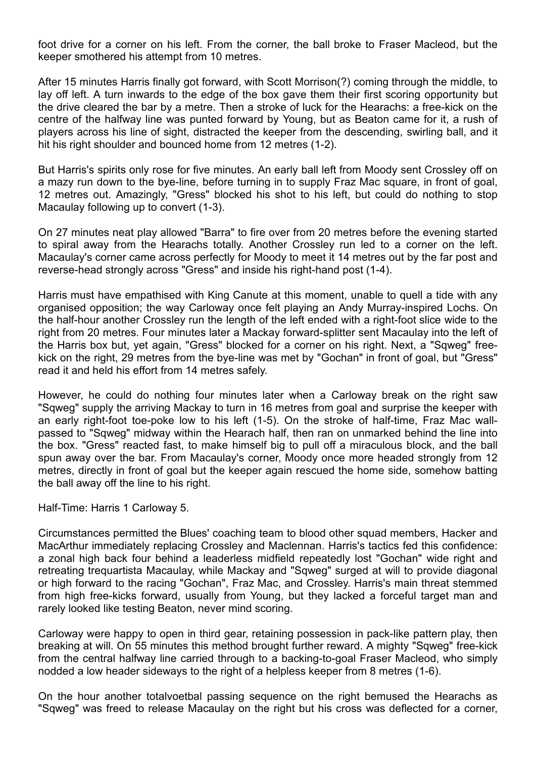foot drive for a corner on his left. From the corner, the ball broke to Fraser Macleod, but the keeper smothered his attempt from 10 metres.

After 15 minutes Harris finally got forward, with Scott Morrison(?) coming through the middle, to lay off left. A turn inwards to the edge of the box gave them their first scoring opportunity but the drive cleared the bar by a metre. Then a stroke of luck for the Hearachs: a free-kick on the centre of the halfway line was punted forward by Young, but as Beaton came for it, a rush of players across his line of sight, distracted the keeper from the descending, swirling ball, and it hit his right shoulder and bounced home from 12 metres (1-2).

But Harris's spirits only rose for five minutes. An early ball left from Moody sent Crossley off on a mazy run down to the bye-line, before turning in to supply Fraz Mac square, in front of goal, 12 metres out. Amazingly, "Gress" blocked his shot to his left, but could do nothing to stop Macaulay following up to convert (1-3).

On 27 minutes neat play allowed "Barra" to fire over from 20 metres before the evening started to spiral away from the Hearachs totally. Another Crossley run led to a corner on the left. Macaulay's corner came across perfectly for Moody to meet it 14 metres out by the far post and reverse-head strongly across "Gress" and inside his right-hand post (1-4).

Harris must have empathised with King Canute at this moment, unable to quell a tide with any organised opposition; the way Carloway once felt playing an Andy Murray-inspired Lochs. On the half-hour another Crossley run the length of the left ended with a right-foot slice wide to the right from 20 metres. Four minutes later a Mackay forward-splitter sent Macaulay into the left of the Harris box but, yet again, "Gress" blocked for a corner on his right. Next, a "Sqweg" free-kick on the right, 29 metres from the bye-line was met by "Gochan" in front of goal, but "Gress" read it and held his effort from 14 metres safely.

However, he could do nothing four minutes later when a Carloway break on the right saw "Sqweg" supply the arriving Mackay to turn in 16 metres from goal and surprise the keeper with an early right-foot toe-poke low to his left (1-5). On the stroke of half-time, Fraz Mac wall-passed to "Sqweg" midway within the Hearach half, then ran on unmarked behind the line into the box. "Gress" reacted fast, to make himself big to pull off a miraculous block, and the ball spun away over the bar. From Macaulay's corner, Moody once more headed strongly from 12 metres, directly in front of goal but the keeper again rescued the home side, somehow batting the ball away off the line to his right.

Half-Time: Harris 1 Carloway 5.

Circumstances permitted the Blues' coaching team to blood other squad members, Hacker and MacArthur immediately replacing Crossley and Maclennan. Harris's tactics fed this confidence: a zonal high back four behind a leaderless midfield repeatedly lost "Gochan" wide right and retreating trequartista Macaulay, while Mackay and "Sqweg" surged at will to provide diagonal or high forward to the racing "Gochan", Fraz Mac, and Crossley. Harris's main threat stemmed from high free-kicks forward, usually from Young, but they lacked a forceful target man and rarely looked like testing Beaton, never mind scoring.

Carloway were happy to open in third gear, retaining possession in pack-like pattern play, then breaking at will. On 55 minutes this method brought further reward. A mighty "Sqweg" free-kick from the central halfway line carried through to a backing-to-goal Fraser Macleod, who simply nodded a low header sideways to the right of a helpless keeper from 8 metres (1-6).

On the hour another totalvoetbal passing sequence on the right bemused the Hearachs as "Sqweg" was freed to release Macaulay on the right but his cross was deflected for a corner,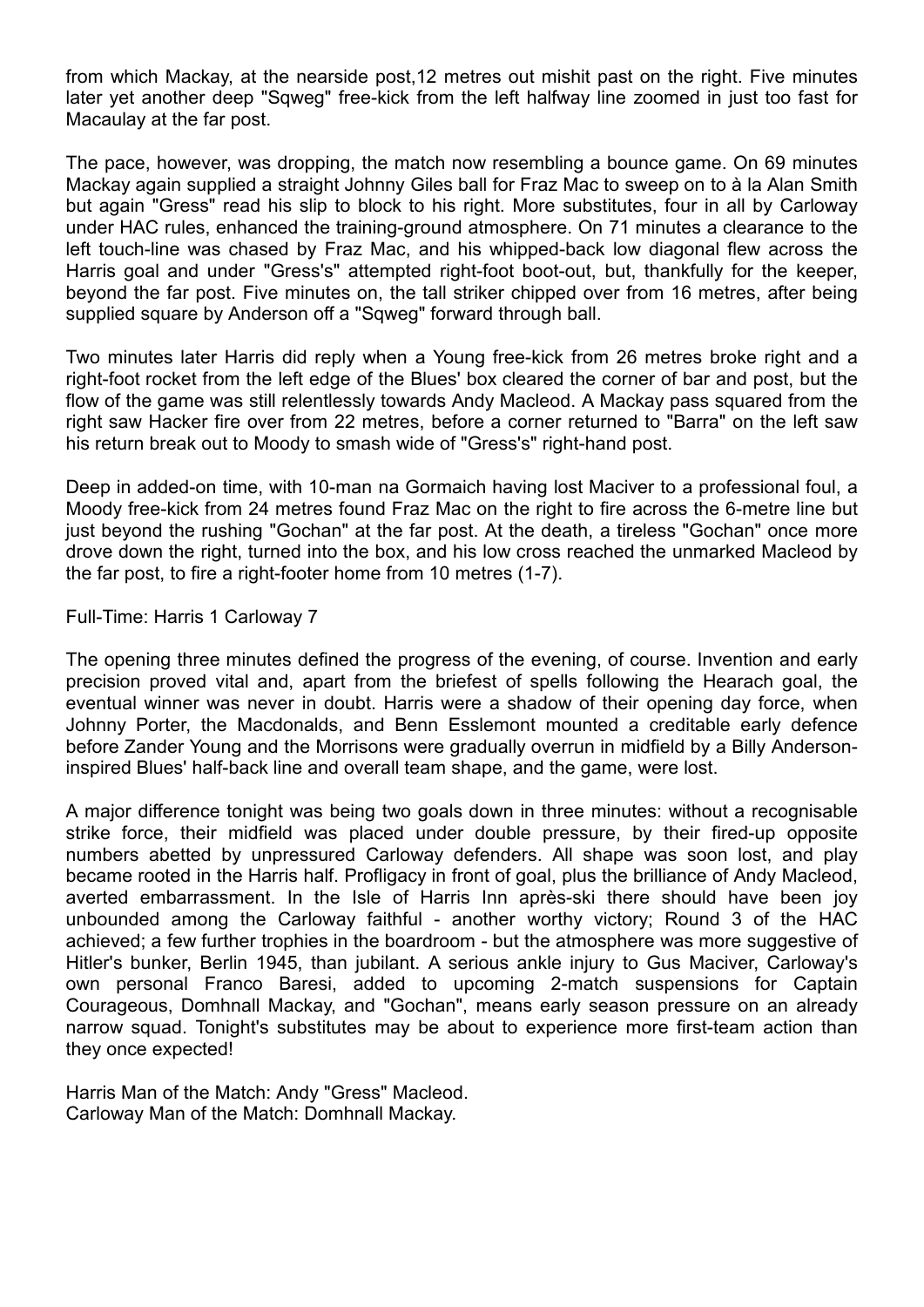from which Mackay, at the nearside post,12 metres out mishit past on the right. Five minutes later yet another deep "Sqweg" free-kick from the left halfway line zoomed in just too fast for Macaulay at the far post.

The pace, however, was dropping, the match now resembling a bounce game. On 69 minutes Mackay again supplied a straight Johnny Giles ball for Fraz Mac to sweep on to à la Alan Smith but again "Gress" read his slip to block to his right. More substitutes, four in all by Carloway under HAC rules, enhanced the training-ground atmosphere. On 71 minutes a clearance to the left touch-line was chased by Fraz Mac, and his whipped-back low diagonal flew across the Harris goal and under "Gress's" attempted right-foot boot-out, but, thankfully for the keeper, beyond the far post. Five minutes on, the tall striker chipped over from 16 metres, after being supplied square by Anderson off a "Sqweg" forward through ball.

Two minutes later Harris did reply when a Young free-kick from 26 metres broke right and a right-foot rocket from the left edge of the Blues' box cleared the corner of bar and post, but the flow of the game was still relentlessly towards Andy Macleod. A Mackay pass squared from the right saw Hacker fire over from 22 metres, before a corner returned to "Barra" on the left saw his return break out to Moody to smash wide of "Gress's" right-hand post.

Deep in added-on time, with 10-man na Gormaich having lost Maciver to a professional foul, a Moody free-kick from 24 metres found Fraz Mac on the right to fire across the 6-metre line but just beyond the rushing "Gochan" at the far post. At the death, a tireless "Gochan" once more drove down the right, turned into the box, and his low cross reached the unmarked Macleod by the far post, to fire a right-footer home from 10 metres (1-7).

Full-Time: Harris 1 Carloway 7

The opening three minutes defined the progress of the evening, of course. Invention and early precision proved vital and, apart from the briefest of spells following the Hearach goal, the eventual winner was never in doubt. Harris were a shadow of their opening day force, when Johnny Porter, the Macdonalds, and Benn Esslemont mounted a creditable early defence before Zander Young and the Morrisons were gradually overrun in midfield by a Billy Anderson-inspired Blues' half-back line and overall team shape, and the game, were lost.

A major difference tonight was being two goals down in three minutes: without a recognisable strike force, their midfield was placed under double pressure, by their fired-up opposite numbers abetted by unpressured Carloway defenders. All shape was soon lost, and play became rooted in the Harris half. Profligacy in front of goal, plus the brilliance of Andy Macleod, averted embarrassment. In the Isle of Harris Inn après-ski there should have been joy unbounded among the Carloway faithful - another worthy victory; Round 3 of the HAC achieved; a few further trophies in the boardroom - but the atmosphere was more suggestive of Hitler's bunker, Berlin 1945, than jubilant. A serious ankle injury to Gus Maciver, Carloway's own personal Franco Baresi, added to upcoming 2-match suspensions for Captain Courageous, Domhnall Mackay, and "Gochan", means early season pressure on an already narrow squad. Tonight's substitutes may be about to experience more first-team action than they once expected!

Harris Man of the Match: Andy "Gress" Macleod.
Carloway Man of the Match: Domhnall Mackay.